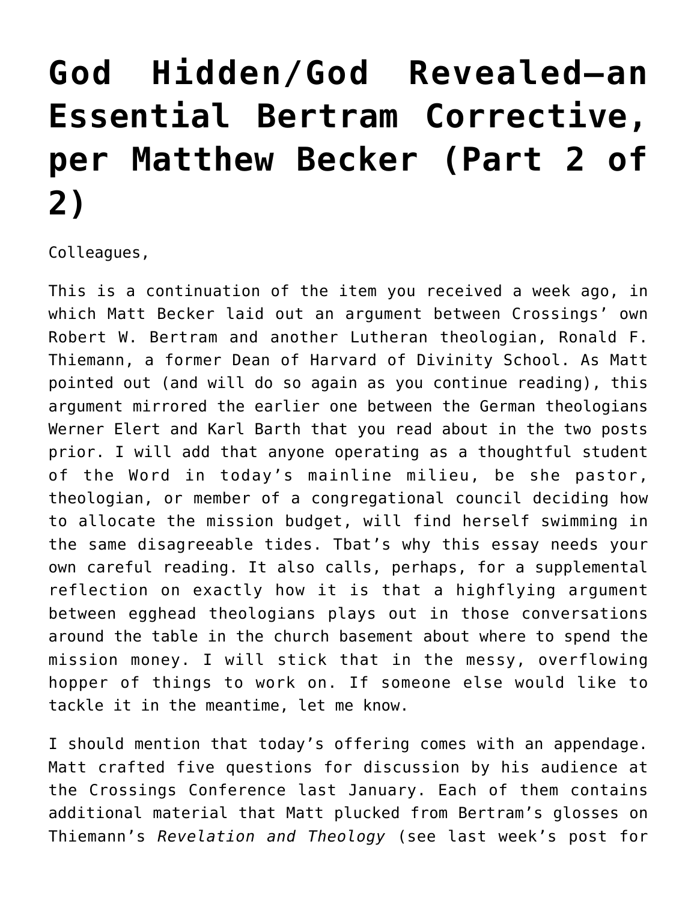# God Hidden/God Revealed—an Essential Bertram Corrective, per Matthew Becker (Part 2 of 2)

Colleagues,

This is a continuation of the item you received a week ago, in which Matt Becker laid out an argument between Crossings' own Robert W. Bertram and another Lutheran theologian, Ronald F. Thiemann, a former Dean of Harvard of Divinity School. As Matt pointed out (and will do so again as you continue reading), this argument mirrored the earlier one between the German theologians Werner Elert and Karl Barth that you read about in the two posts prior. I will add that anyone operating as a thoughtful student of the Word in today's mainline milieu, be she pastor, theologian, or member of a congregational council deciding how to allocate the mission budget, will find herself swimming in the same disagreeable tides. Tbat's why this essay needs your own careful reading. It also calls, perhaps, for a supplemental reflection on exactly how it is that a highflying argument between egghead theologians plays out in those conversations around the table in the church basement about where to spend the mission money. I will stick that in the messy, overflowing hopper of things to work on. If someone else would like to tackle it in the meantime, let me know.

I should mention that today's offering comes with an appendage. Matt crafted five questions for discussion by his audience at the Crossings Conference last January. Each of them contains additional material that Matt plucked from Bertram's glosses on Thiemann's *Revelation and Theology* (see last week's post for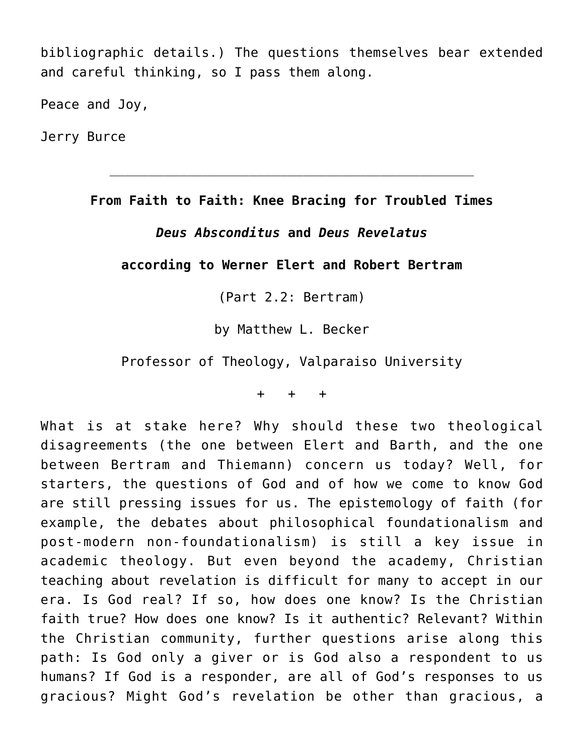bibliographic details.) The questions themselves bear extended and careful thinking, so I pass them along.

Peace and Joy,

Jerry Burce

---

**From Faith to Faith: Knee Bracing for Troubled Times**

***Deus Absconditus*** **and** ***Deus Revelatus***

**according to Werner Elert and Robert Bertram**

(Part 2.2: Bertram)

by Matthew L. Becker

Professor of Theology, Valparaiso University

\+ + +

What is at stake here? Why should these two theological disagreements (the one between Elert and Barth, and the one between Bertram and Thiemann) concern us today? Well, for starters, the questions of God and of how we come to know God are still pressing issues for us. The epistemology of faith (for example, the debates about philosophical foundationalism and post-modern non-foundationalism) is still a key issue in academic theology. But even beyond the academy, Christian teaching about revelation is difficult for many to accept in our era. Is God real? If so, how does one know? Is the Christian faith true? How does one know? Is it authentic? Relevant? Within the Christian community, further questions arise along this path: Is God only a giver or is God also a respondent to us humans? If God is a responder, are all of God's responses to us gracious? Might God's revelation be other than gracious, a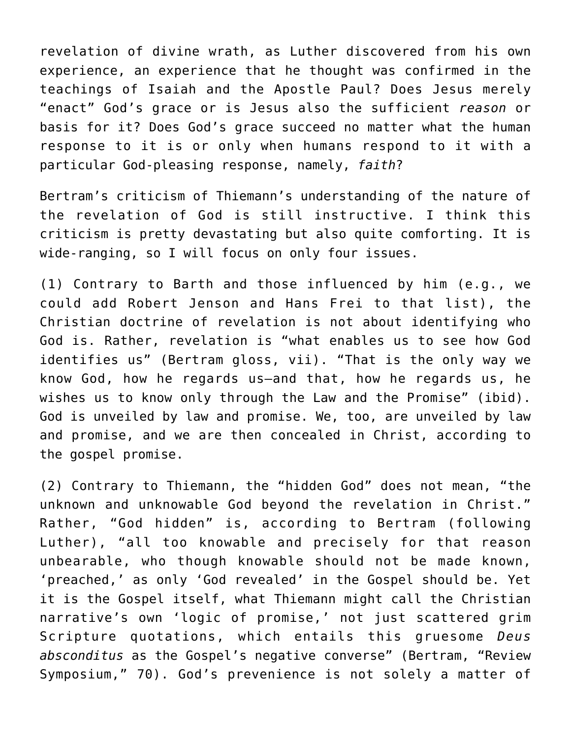revelation of divine wrath, as Luther discovered from his own experience, an experience that he thought was confirmed in the teachings of Isaiah and the Apostle Paul? Does Jesus merely "enact" God's grace or is Jesus also the sufficient *reason* or basis for it? Does God's grace succeed no matter what the human response to it is or only when humans respond to it with a particular God-pleasing response, namely, *faith*?

Bertram's criticism of Thiemann's understanding of the nature of the revelation of God is still instructive. I think this criticism is pretty devastating but also quite comforting. It is wide-ranging, so I will focus on only four issues.

(1) Contrary to Barth and those influenced by him (e.g., we could add Robert Jenson and Hans Frei to that list), the Christian doctrine of revelation is not about identifying who God is. Rather, revelation is "what enables us to see how God identifies us" (Bertram gloss, vii). "That is the only way we know God, how he regards us—and that, how he regards us, he wishes us to know only through the Law and the Promise" (ibid). God is unveiled by law and promise. We, too, are unveiled by law and promise, and we are then concealed in Christ, according to the gospel promise.

(2) Contrary to Thiemann, the "hidden God" does not mean, "the unknown and unknowable God beyond the revelation in Christ." Rather, "God hidden" is, according to Bertram (following Luther), "all too knowable and precisely for that reason unbearable, who though knowable should not be made known, 'preached,' as only 'God revealed' in the Gospel should be. Yet it is the Gospel itself, what Thiemann might call the Christian narrative's own 'logic of promise,' not just scattered grim Scripture quotations, which entails this gruesome *Deus absconditus* as the Gospel's negative converse" (Bertram, "Review Symposium," 70). God's prevenience is not solely a matter of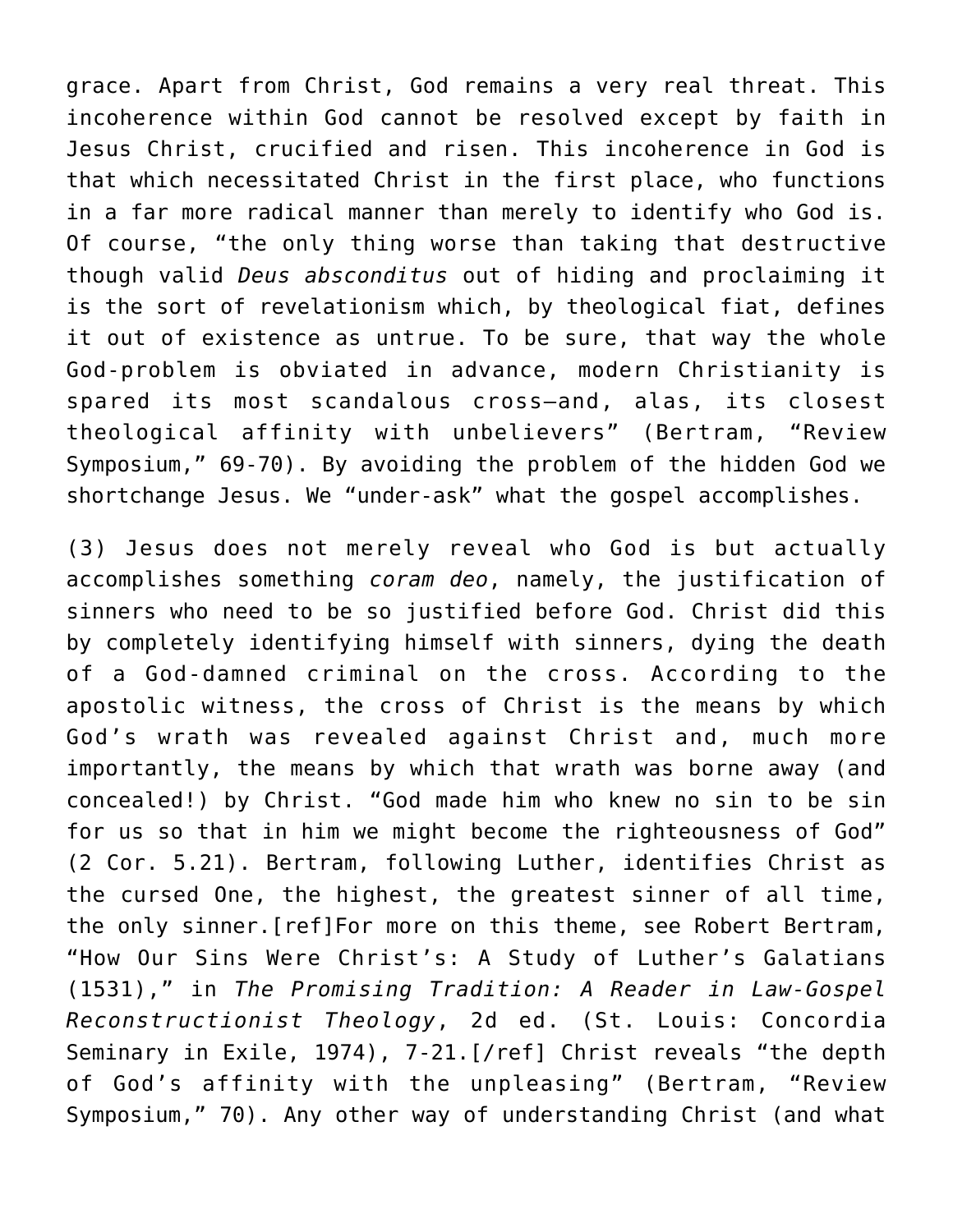grace. Apart from Christ, God remains a very real threat. This incoherence within God cannot be resolved except by faith in Jesus Christ, crucified and risen. This incoherence in God is that which necessitated Christ in the first place, who functions in a far more radical manner than merely to identify who God is. Of course, "the only thing worse than taking that destructive though valid *Deus absconditus* out of hiding and proclaiming it is the sort of revelationism which, by theological fiat, defines it out of existence as untrue. To be sure, that way the whole God-problem is obviated in advance, modern Christianity is spared its most scandalous cross—and, alas, its closest theological affinity with unbelievers" (Bertram, "Review Symposium," 69-70). By avoiding the problem of the hidden God we shortchange Jesus. We "under-ask" what the gospel accomplishes.

(3) Jesus does not merely reveal who God is but actually accomplishes something *coram deo*, namely, the justification of sinners who need to be so justified before God. Christ did this by completely identifying himself with sinners, dying the death of a God-damned criminal on the cross. According to the apostolic witness, the cross of Christ is the means by which God's wrath was revealed against Christ and, much more importantly, the means by which that wrath was borne away (and concealed!) by Christ. "God made him who knew no sin to be sin for us so that in him we might become the righteousness of God" (2 Cor. 5.21). Bertram, following Luther, identifies Christ as the cursed One, the highest, the greatest sinner of all time, the only sinner.[ref]For more on this theme, see Robert Bertram, "How Our Sins Were Christ's: A Study of Luther's Galatians (1531)," in *The Promising Tradition: A Reader in Law-Gospel Reconstructionist Theology*, 2d ed. (St. Louis: Concordia Seminary in Exile, 1974), 7-21.[/ref] Christ reveals "the depth of God's affinity with the unpleasing" (Bertram, "Review Symposium," 70). Any other way of understanding Christ (and what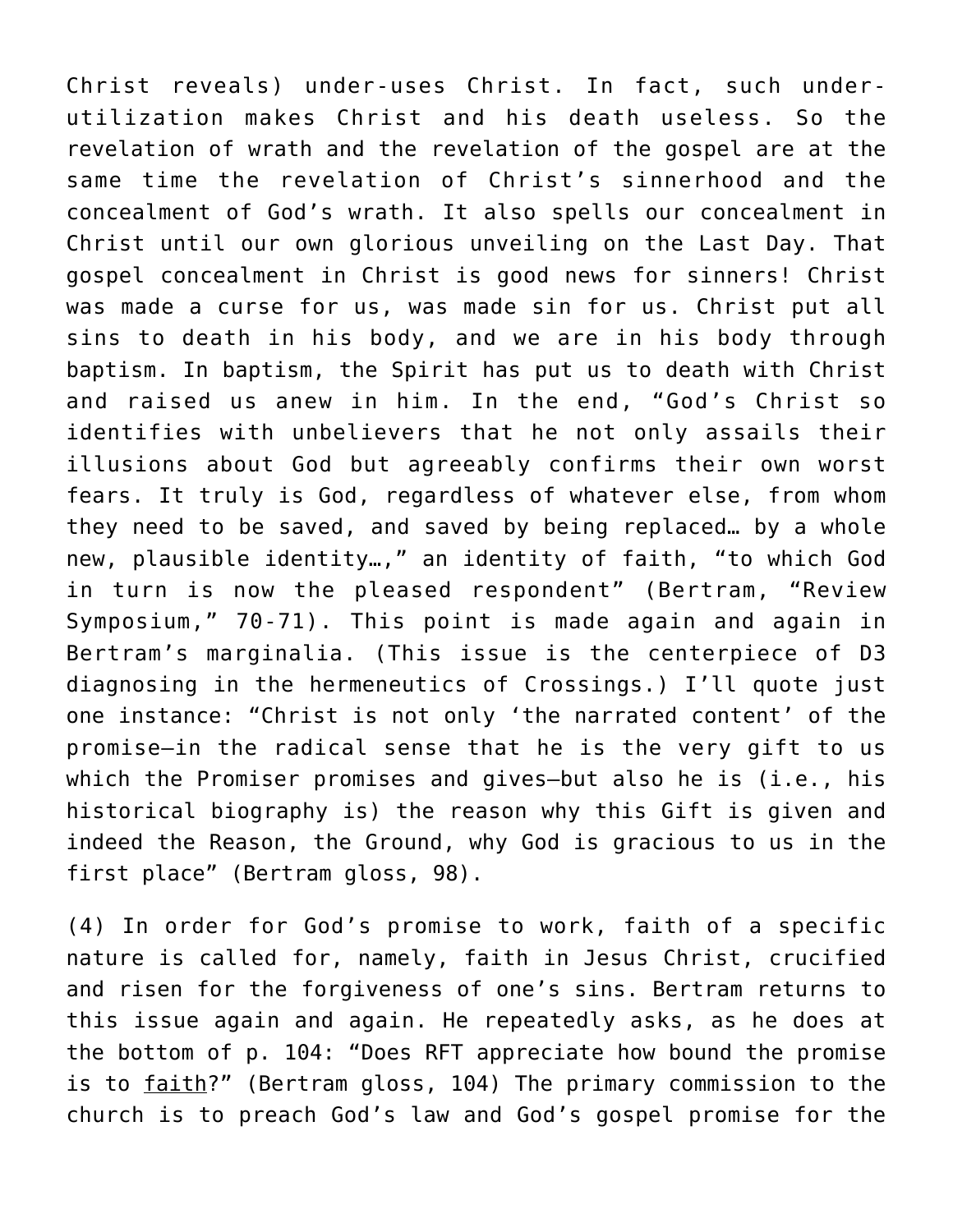Christ reveals) under-uses Christ. In fact, such under-utilization makes Christ and his death useless. So the revelation of wrath and the revelation of the gospel are at the same time the revelation of Christ's sinnerhood and the concealment of God's wrath. It also spells our concealment in Christ until our own glorious unveiling on the Last Day. That gospel concealment in Christ is good news for sinners! Christ was made a curse for us, was made sin for us. Christ put all sins to death in his body, and we are in his body through baptism. In baptism, the Spirit has put us to death with Christ and raised us anew in him. In the end, "God's Christ so identifies with unbelievers that he not only assails their illusions about God but agreeably confirms their own worst fears. It truly is God, regardless of whatever else, from whom they need to be saved, and saved by being replaced… by a whole new, plausible identity…," an identity of faith, "to which God in turn is now the pleased respondent" (Bertram, "Review Symposium," 70-71). This point is made again and again in Bertram's marginalia. (This issue is the centerpiece of D3 diagnosing in the hermeneutics of Crossings.) I'll quote just one instance: "Christ is not only 'the narrated content' of the promise—in the radical sense that he is the very gift to us which the Promiser promises and gives—but also he is (i.e., his historical biography is) the reason why this Gift is given and indeed the Reason, the Ground, why God is gracious to us in the first place" (Bertram gloss, 98).

(4) In order for God's promise to work, faith of a specific nature is called for, namely, faith in Jesus Christ, crucified and risen for the forgiveness of one's sins. Bertram returns to this issue again and again. He repeatedly asks, as he does at the bottom of p. 104: "Does RFT appreciate how bound the promise is to <u>faith</u>?" (Bertram gloss, 104) The primary commission to the church is to preach God's law and God's gospel promise for the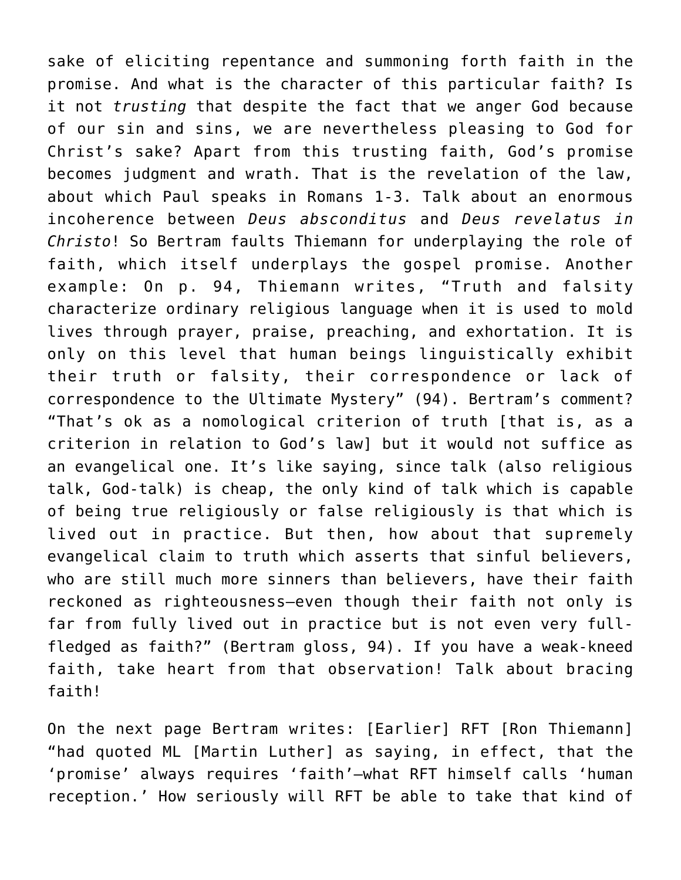sake of eliciting repentance and summoning forth faith in the promise. And what is the character of this particular faith? Is it not *trusting* that despite the fact that we anger God because of our sin and sins, we are nevertheless pleasing to God for Christ's sake? Apart from this trusting faith, God's promise becomes judgment and wrath. That is the revelation of the law, about which Paul speaks in Romans 1-3. Talk about an enormous incoherence between *Deus absconditus* and *Deus revelatus in Christo*! So Bertram faults Thiemann for underplaying the role of faith, which itself underplays the gospel promise. Another example: On p. 94, Thiemann writes, "Truth and falsity characterize ordinary religious language when it is used to mold lives through prayer, praise, preaching, and exhortation. It is only on this level that human beings linguistically exhibit their truth or falsity, their correspondence or lack of correspondence to the Ultimate Mystery" (94). Bertram's comment? "That's ok as a nomological criterion of truth [that is, as a criterion in relation to God's law] but it would not suffice as an evangelical one. It's like saying, since talk (also religious talk, God-talk) is cheap, the only kind of talk which is capable of being true religiously or false religiously is that which is lived out in practice. But then, how about that supremely evangelical claim to truth which asserts that sinful believers, who are still much more sinners than believers, have their faith reckoned as righteousness—even though their faith not only is far from fully lived out in practice but is not even very full-fledged as faith?" (Bertram gloss, 94). If you have a weak-kneed faith, take heart from that observation! Talk about bracing faith!

On the next page Bertram writes: [Earlier] RFT [Ron Thiemann] "had quoted ML [Martin Luther] as saying, in effect, that the 'promise' always requires 'faith'—what RFT himself calls 'human reception.' How seriously will RFT be able to take that kind of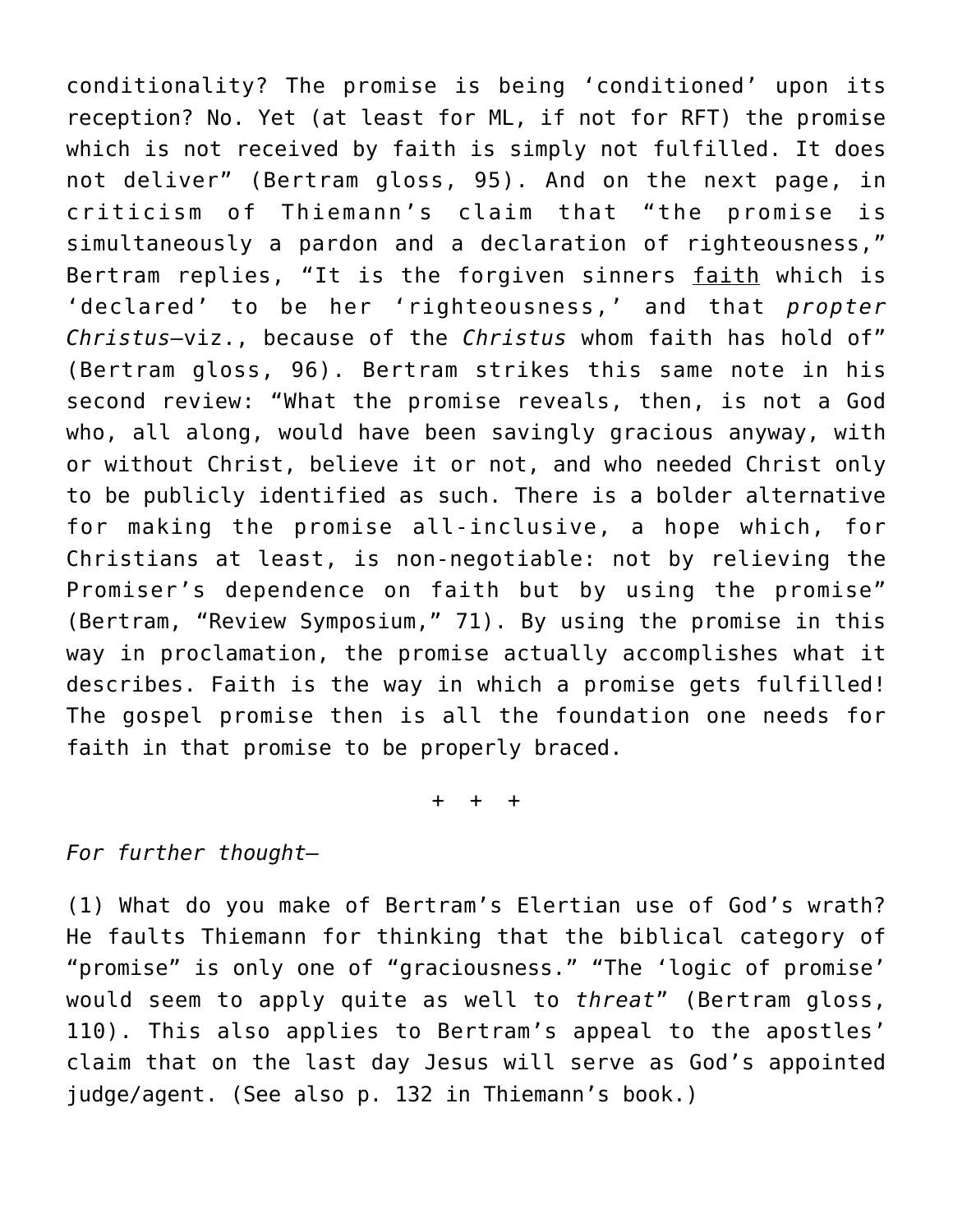conditionality? The promise is being 'conditioned' upon its reception? No. Yet (at least for ML, if not for RFT) the promise which is not received by faith is simply not fulfilled. It does not deliver" (Bertram gloss, 95). And on the next page, in criticism of Thiemann's claim that "the promise is simultaneously a pardon and a declaration of righteousness," Bertram replies, "It is the forgiven sinners <u>faith</u> which is 'declared' to be her 'righteousness,' and that *propter Christus*—viz., because of the *Christus* whom faith has hold of" (Bertram gloss, 96). Bertram strikes this same note in his second review: "What the promise reveals, then, is not a God who, all along, would have been savingly gracious anyway, with or without Christ, believe it or not, and who needed Christ only to be publicly identified as such. There is a bolder alternative for making the promise all-inclusive, a hope which, for Christians at least, is non-negotiable: not by relieving the Promiser's dependence on faith but by using the promise" (Bertram, "Review Symposium," 71). By using the promise in this way in proclamation, the promise actually accomplishes what it describes. Faith is the way in which a promise gets fulfilled! The gospel promise then is all the foundation one needs for faith in that promise to be properly braced.

+ + +

*For further thought—*

(1) What do you make of Bertram's Elertian use of God's wrath? He faults Thiemann for thinking that the biblical category of "promise" is only one of "graciousness." "The 'logic of promise' would seem to apply quite as well to *threat*" (Bertram gloss, 110). This also applies to Bertram's appeal to the apostles' claim that on the last day Jesus will serve as God's appointed judge/agent. (See also p. 132 in Thiemann's book.)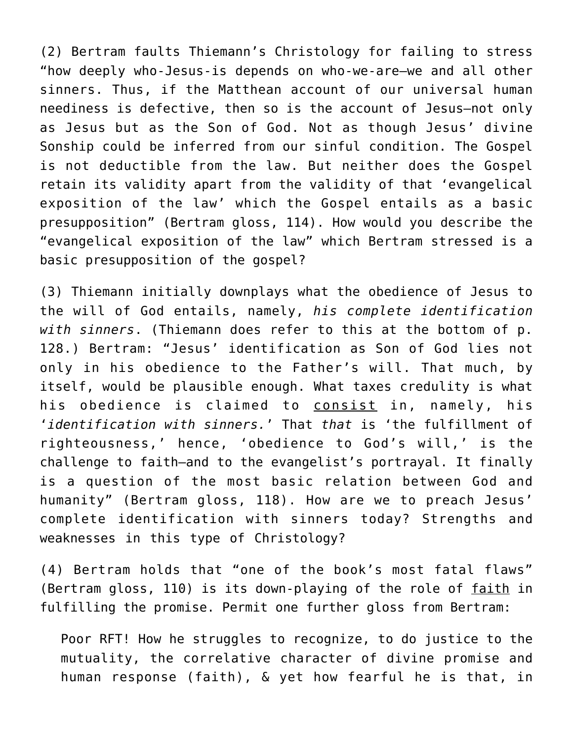(2) Bertram faults Thiemann's Christology for failing to stress "how deeply who-Jesus-is depends on who-we-are—we and all other sinners. Thus, if the Matthean account of our universal human neediness is defective, then so is the account of Jesus—not only as Jesus but as the Son of God. Not as though Jesus' divine Sonship could be inferred from our sinful condition. The Gospel is not deductible from the law. But neither does the Gospel retain its validity apart from the validity of that 'evangelical exposition of the law' which the Gospel entails as a basic presupposition" (Bertram gloss, 114). How would you describe the "evangelical exposition of the law" which Bertram stressed is a basic presupposition of the gospel?

(3) Thiemann initially downplays what the obedience of Jesus to the will of God entails, namely, *his complete identification with sinners*. (Thiemann does refer to this at the bottom of p. 128.) Bertram: "Jesus' identification as Son of God lies not only in his obedience to the Father's will. That much, by itself, would be plausible enough. What taxes credulity is what his obedience is claimed to <u>consist</u> in, namely, his '*identification with sinners.*' That *that* is 'the fulfillment of righteousness,' hence, 'obedience to God's will,' is the challenge to faith—and to the evangelist's portrayal. It finally is a question of the most basic relation between God and humanity" (Bertram gloss, 118). How are we to preach Jesus' complete identification with sinners today? Strengths and weaknesses in this type of Christology?

(4) Bertram holds that "one of the book's most fatal flaws" (Bertram gloss, 110) is its down-playing of the role of <u>faith</u> in fulfilling the promise. Permit one further gloss from Bertram:

> Poor RFT! How he struggles to recognize, to do justice to the mutuality, the correlative character of divine promise and human response (faith), & yet how fearful he is that, in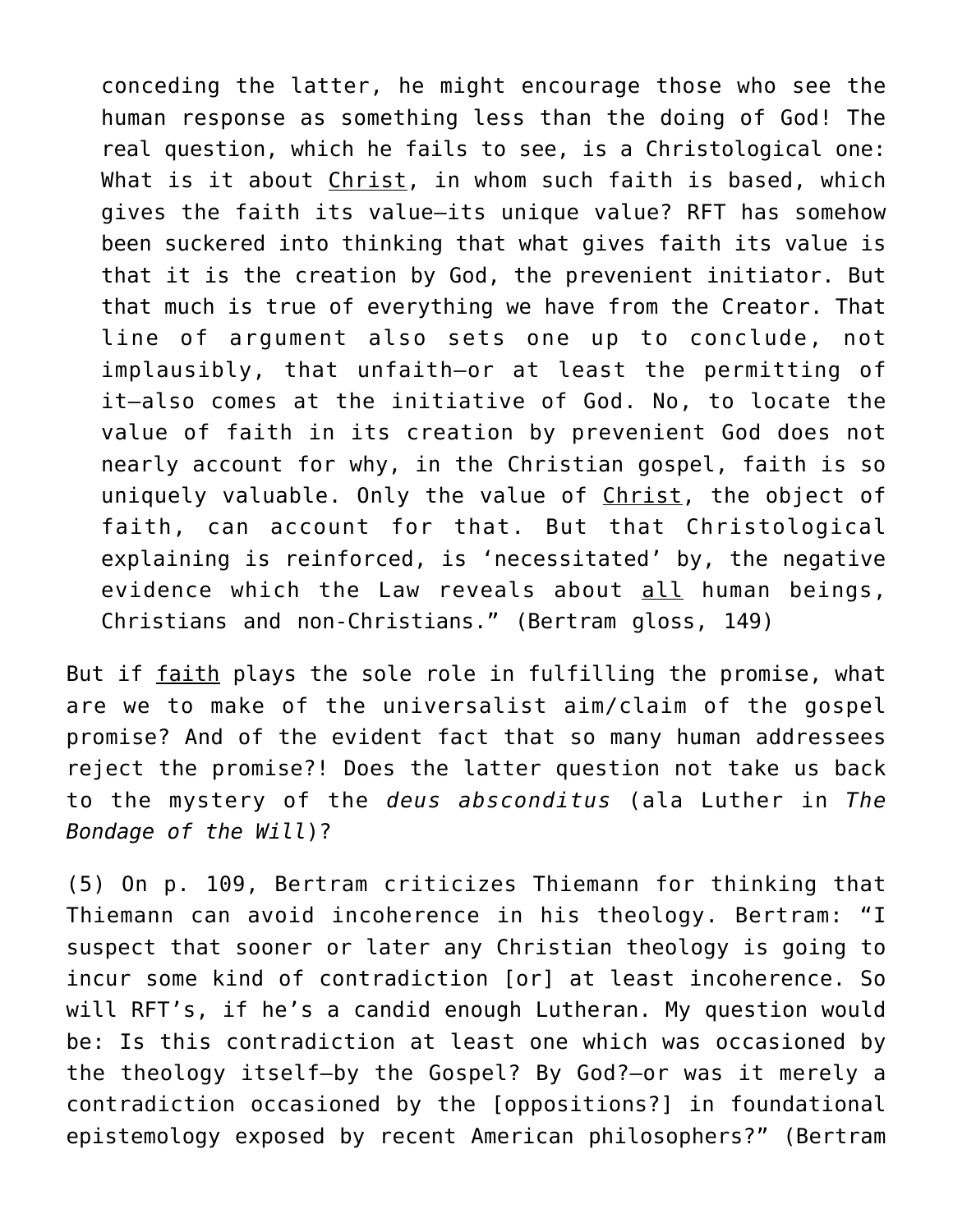> conceding the latter, he might encourage those who see the human response as something less than the doing of God! The real question, which he fails to see, is a Christological one: What is it about <u>Christ</u>, in whom such faith is based, which gives the faith its value—its unique value? RFT has somehow been suckered into thinking that what gives faith its value is that it is the creation by God, the prevenient initiator. But that much is true of everything we have from the Creator. That line of argument also sets one up to conclude, not implausibly, that unfaith—or at least the permitting of it—also comes at the initiative of God. No, to locate the value of faith in its creation by prevenient God does not nearly account for why, in the Christian gospel, faith is so uniquely valuable. Only the value of <u>Christ</u>, the object of faith, can account for that. But that Christological explaining is reinforced, is 'necessitated' by, the negative evidence which the Law reveals about <u>all</u> human beings, Christians and non-Christians." (Bertram gloss, 149)

But if <u>faith</u> plays the sole role in fulfilling the promise, what are we to make of the universalist aim/claim of the gospel promise? And of the evident fact that so many human addressees reject the promise?! Does the latter question not take us back to the mystery of the *deus absconditus* (ala Luther in *The Bondage of the Will*)?

(5) On p. 109, Bertram criticizes Thiemann for thinking that Thiemann can avoid incoherence in his theology. Bertram: "I suspect that sooner or later any Christian theology is going to incur some kind of contradiction [or] at least incoherence. So will RFT's, if he's a candid enough Lutheran. My question would be: Is this contradiction at least one which was occasioned by the theology itself—by the Gospel? By God?—or was it merely a contradiction occasioned by the [oppositions?] in foundational epistemology exposed by recent American philosophers?" (Bertram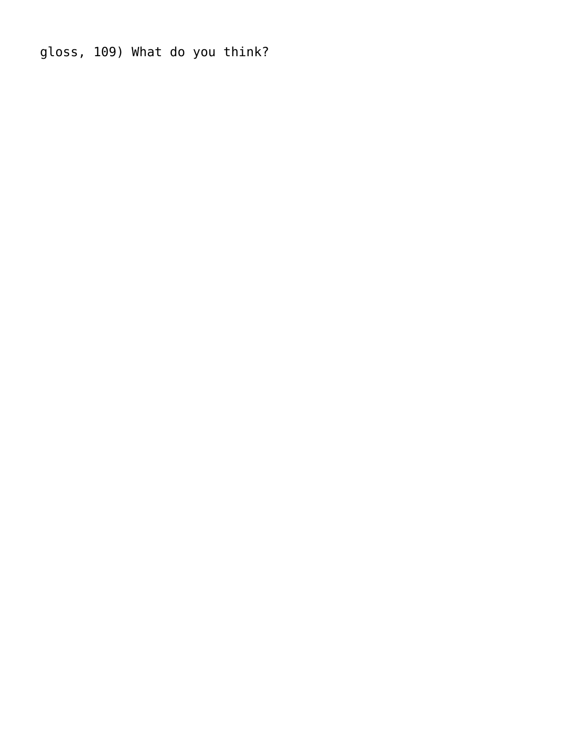gloss, 109) What do you think?